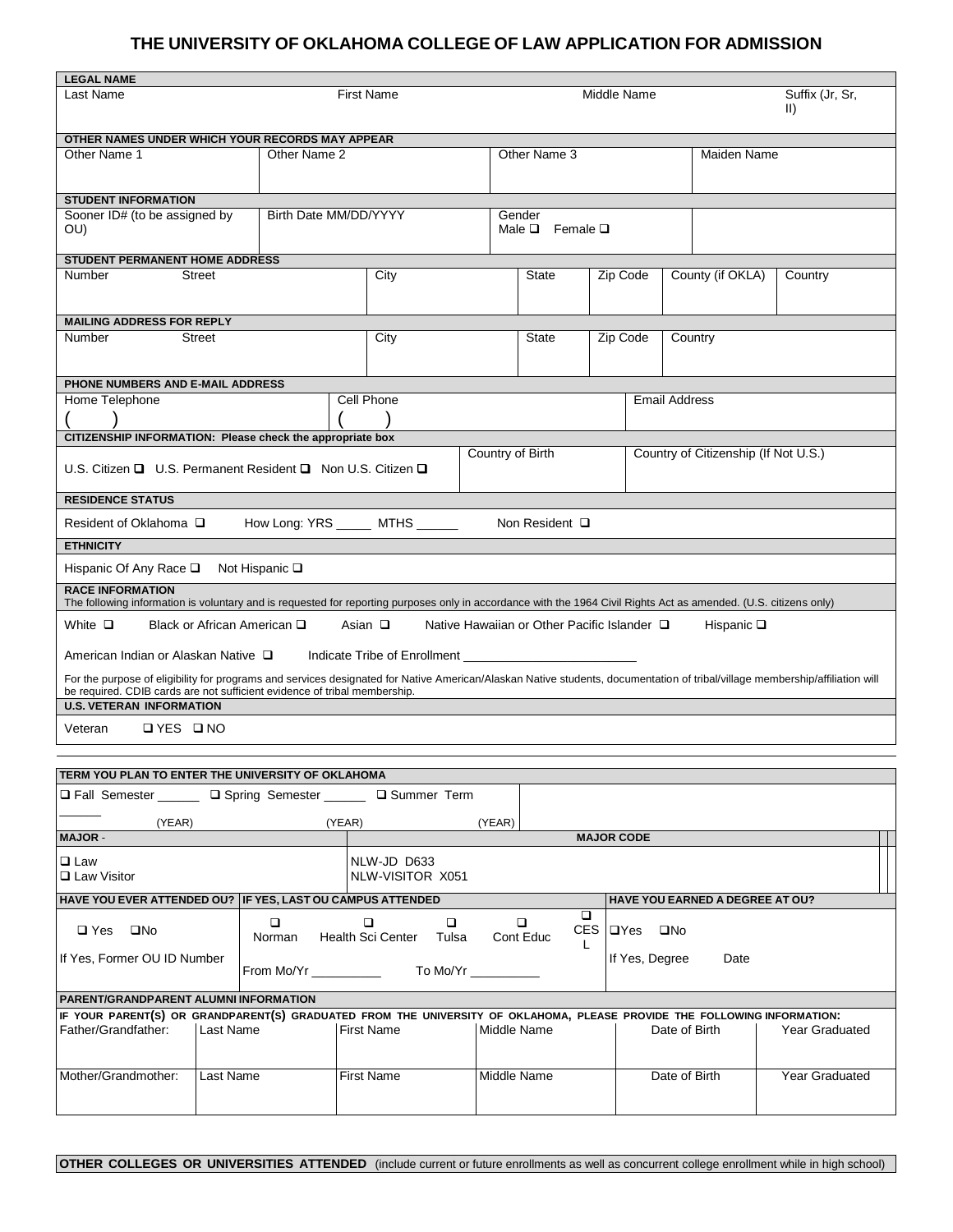# THE UNIVERSITY OF OKLAHOMA COLLEGE OF LAW APPLICATION FOR ADMISSION

**LEGAL NAME**

| Last Name | First Name | Middle Name | Suffix (Jr, Sr, II) |
|---|---|---|---|
| | | | |

**OTHER NAMES UNDER WHICH YOUR RECORDS MAY APPEAR**

| Other Name 1 | Other Name 2 | Other Name 3 | Maiden Name |
|---|---|---|---|
| | | | |

**STUDENT INFORMATION**

| Sooner ID# (to be assigned by OU) | Birth Date MM/DD/YYYY | Gender Male ❑ Female ❑ | |
|---|---|---|---|
| | | | |

**STUDENT PERMANENT HOME ADDRESS**

| Number Street | City | State | Zip Code | County (if OKLA) | Country |
|---|---|---|---|---|---|
| | | | | | |

**MAILING ADDRESS FOR REPLY**

| Number Street | City | State | Zip Code | Country |
|---|---|---|---|---|
| | | | | |

**PHONE NUMBERS AND E-MAIL ADDRESS**

| Home Telephone | Cell Phone | Email Address |
|---|---|---|
| ( ) | ( ) | |

**CITIZENSHIP INFORMATION: Please check the appropriate box**

| | Country of Birth | Country of Citizenship (If Not U.S.) |
|---|---|---|
| U.S. Citizen ❑ U.S. Permanent Resident ❑ Non U.S. Citizen ❑ | | |

**RESIDENCE STATUS**

Resident of Oklahoma ❑ How Long: YRS _____ MTHS ______ Non Resident ❑

**ETHNICITY**

Hispanic Of Any Race ❑ Not Hispanic ❑

**RACE INFORMATION**

The following information is voluntary and is requested for reporting purposes only in accordance with the 1964 Civil Rights Act as amended. (U.S. citizens only)

White ❑ Black or African American ❑ Asian ❑ Native Hawaiian or Other Pacific Islander ❑ Hispanic ❑

American Indian or Alaskan Native ❑ Indicate Tribe of Enrollment ________________________

For the purpose of eligibility for programs and services designated for Native American/Alaskan Native students, documentation of tribal/village membership/affiliation will be required. CDIB cards are not sufficient evidence of tribal membership.

**U.S. VETERAN INFORMATION**

Veteran ❑ YES ❑ NO

---

**TERM YOU PLAN TO ENTER THE UNIVERSITY OF OKLAHOMA**

❑ Fall Semester ______ (YEAR) ❑ Spring Semester ______ (YEAR) ❑ Summer Term ______ (YEAR)

| MAJOR - | MAJOR CODE |
|---|---|
| ❑ Law<br>❑ Law Visitor | NLW-JD D633<br>NLW-VISITOR X051 |

| HAVE YOU EVER ATTENDED OU? | IF YES, LAST OU CAMPUS ATTENDED | HAVE YOU EARNED A DEGREE AT OU? |
|---|---|---|
| ❑ Yes ❑No | ❑ Norman ❑ Health Sci Center ❑ Tulsa ❑ Cont Educ ❑ CESL | ❑Yes ❑No |
| If Yes, Former OU ID Number | From Mo/Yr __________ To Mo/Yr __________ | If Yes, Degree Date |

**PARENT/GRANDPARENT ALUMNI INFORMATION**

**IF YOUR PARENT(S) OR GRANDPARENT(S) GRADUATED FROM THE UNIVERSITY OF OKLAHOMA, PLEASE PROVIDE THE FOLLOWING INFORMATION:**

| | Last Name | First Name | Middle Name | Date of Birth | Year Graduated |
|---|---|---|---|---|---|
| Father/Grandfather: | | | | | |
| Mother/Grandmother: | | | | | |

**OTHER COLLEGES OR UNIVERSITIES ATTENDED** (include current or future enrollments as well as concurrent college enrollment while in high school)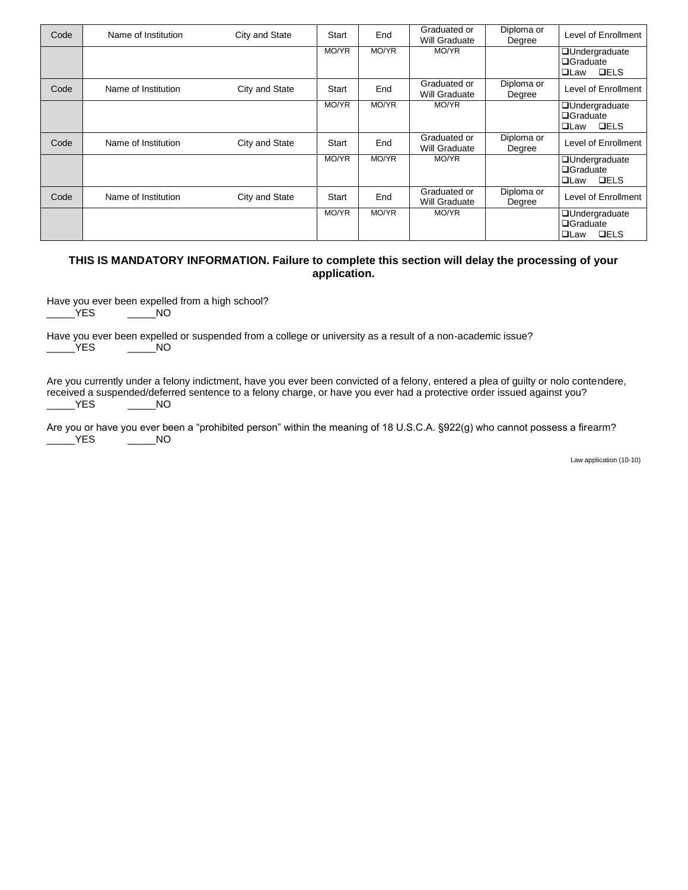| Code | Name of Institution | City and State | Start | End | Graduated or Will Graduate | Diploma or Degree | Level of Enrollment |
|---|---|---|---|---|---|---|---|
| | | | MO/YR | MO/YR | MO/YR | | ❑Undergraduate ❑Graduate ❑Law ❑ELS |
| Code | Name of Institution | City and State | Start | End | Graduated or Will Graduate | Diploma or Degree | Level of Enrollment |
| | | | MO/YR | MO/YR | MO/YR | | ❑Undergraduate ❑Graduate ❑Law ❑ELS |
| Code | Name of Institution | City and State | Start | End | Graduated or Will Graduate | Diploma or Degree | Level of Enrollment |
| | | | MO/YR | MO/YR | MO/YR | | ❑Undergraduate ❑Graduate ❑Law ❑ELS |
| Code | Name of Institution | City and State | Start | End | Graduated or Will Graduate | Diploma or Degree | Level of Enrollment |
| | | | MO/YR | MO/YR | MO/YR | | ❑Undergraduate ❑Graduate ❑Law ❑ELS |

**THIS IS MANDATORY INFORMATION. Failure to complete this section will delay the processing of your application.**

Have you ever been expelled from a high school?
_____YES _____NO

Have you ever been expelled or suspended from a college or university as a result of a non-academic issue?
_____YES _____NO

Are you currently under a felony indictment, have you ever been convicted of a felony, entered a plea of guilty or nolo contendere, received a suspended/deferred sentence to a felony charge, or have you ever had a protective order issued against you?
_____YES _____NO

Are you or have you ever been a "prohibited person" within the meaning of 18 U.S.C.A. §922(g) who cannot possess a firearm?
_____YES _____NO

Law application (10-10)